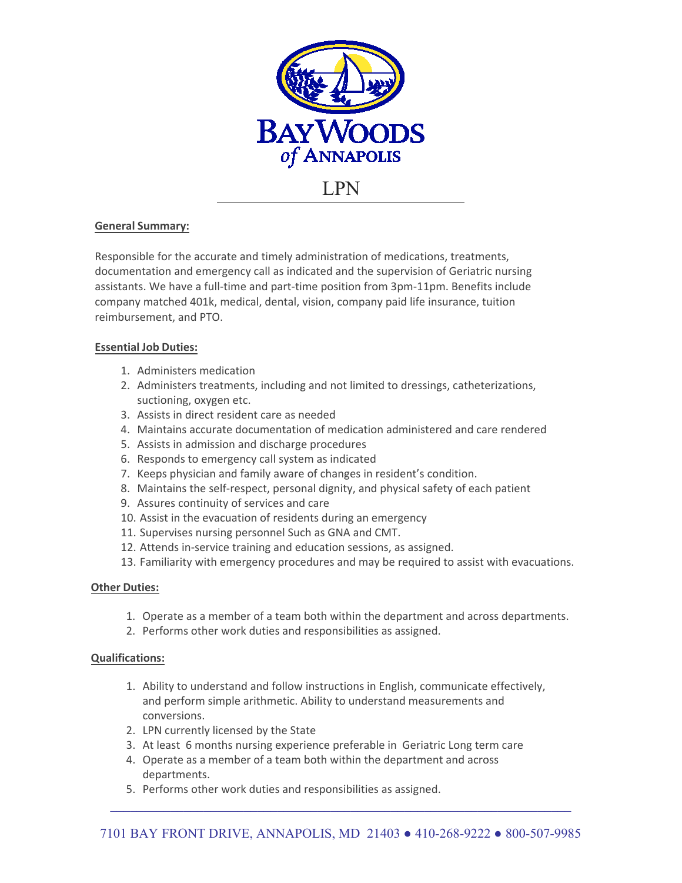**BAYWOODS**
*of* **ANNAPOLIS**

# LPN

## General Summary:

Responsible for the accurate and timely administration of medications, treatments, documentation and emergency call as indicated and the supervision of Geriatric nursing assistants. We have a full-time and part-time position from 3pm-11pm. Benefits include company matched 401k, medical, dental, vision, company paid life insurance, tuition reimbursement, and PTO.

## Essential Job Duties:

1. Administers medication
2. Administers treatments, including and not limited to dressings, catheterizations, suctioning, oxygen etc.
3. Assists in direct resident care as needed
4. Maintains accurate documentation of medication administered and care rendered
5. Assists in admission and discharge procedures
6. Responds to emergency call system as indicated
7. Keeps physician and family aware of changes in resident's condition.
8. Maintains the self-respect, personal dignity, and physical safety of each patient
9. Assures continuity of services and care
10. Assist in the evacuation of residents during an emergency
11. Supervises nursing personnel Such as GNA and CMT.
12. Attends in-service training and education sessions, as assigned.
13. Familiarity with emergency procedures and may be required to assist with evacuations.

## Other Duties:

1. Operate as a member of a team both within the department and across departments.
2. Performs other work duties and responsibilities as assigned.

## Qualifications:

1. Ability to understand and follow instructions in English, communicate effectively, and perform simple arithmetic. Ability to understand measurements and conversions.
2. LPN currently licensed by the State
3. At least 6 months nursing experience preferable in Geriatric Long term care
4. Operate as a member of a team both within the department and across departments.
5. Performs other work duties and responsibilities as assigned.

7101 BAY FRONT DRIVE, ANNAPOLIS, MD 21403 ● 410-268-9222 ● 800-507-9985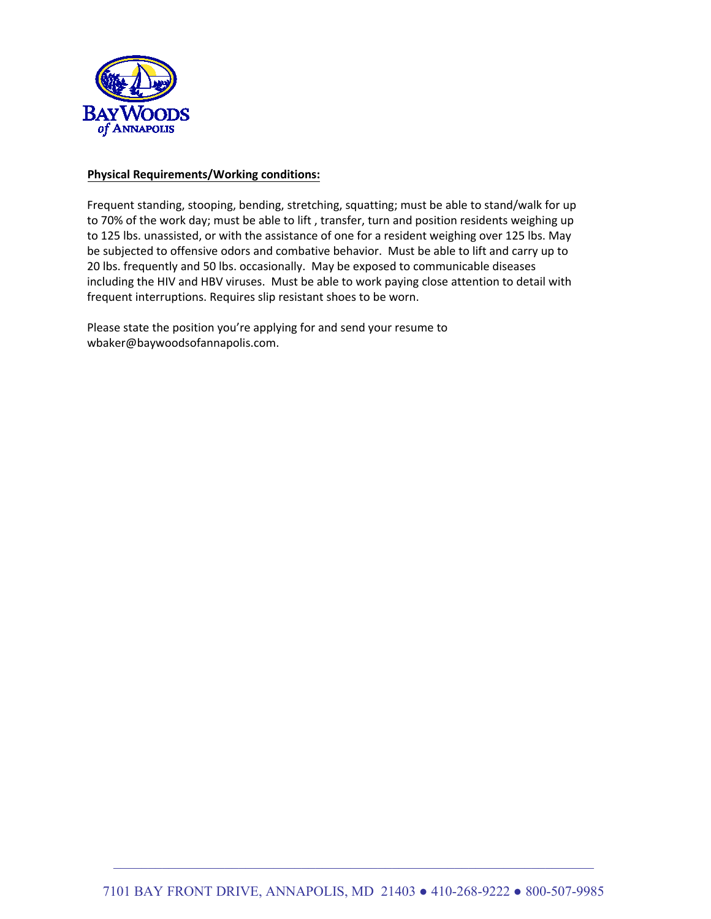**Physical Requirements/Working conditions:**

Frequent standing, stooping, bending, stretching, squatting; must be able to stand/walk for up to 70% of the work day; must be able to lift , transfer, turn and position residents weighing up to 125 lbs. unassisted, or with the assistance of one for a resident weighing over 125 lbs. May be subjected to offensive odors and combative behavior. Must be able to lift and carry up to 20 lbs. frequently and 50 lbs. occasionally. May be exposed to communicable diseases including the HIV and HBV viruses. Must be able to work paying close attention to detail with frequent interruptions. Requires slip resistant shoes to be worn.

Please state the position you're applying for and send your resume to wbaker@baywoodsofannapolis.com.